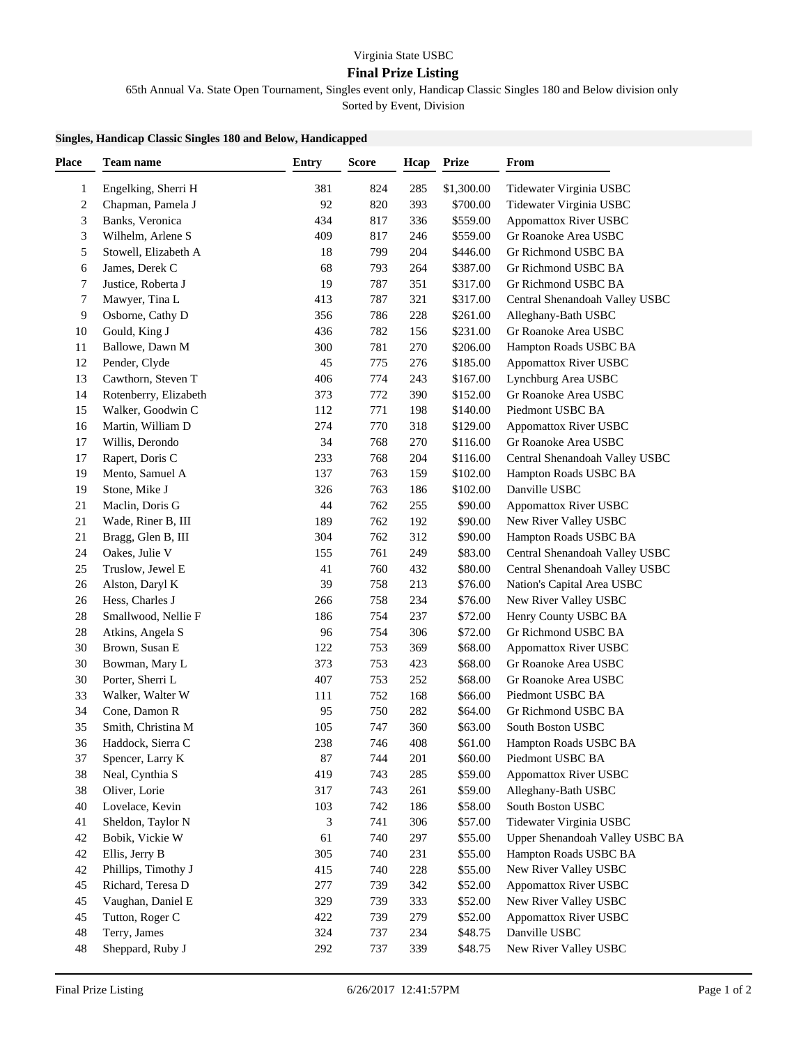Virginia State USBC

## Final Prize Listing

65th Annual Va. State Open Tournament, Singles event only, Handicap Classic Singles 180 and Below division only

Sorted by Event, Division

**Singles, Handicap Classic Singles 180 and Below, Handicapped**

| Place | Team name | Entry | Score | Hcap | Prize | From |
|---|---|---|---|---|---|---|
| 1 | Engelking, Sherri H | 381 | 824 | 285 | $1,300.00 | Tidewater Virginia USBC |
| 2 | Chapman, Pamela J | 92 | 820 | 393 | $700.00 | Tidewater Virginia USBC |
| 3 | Banks, Veronica | 434 | 817 | 336 | $559.00 | Appomattox River USBC |
| 3 | Wilhelm, Arlene S | 409 | 817 | 246 | $559.00 | Gr Roanoke Area USBC |
| 5 | Stowell, Elizabeth A | 18 | 799 | 204 | $446.00 | Gr Richmond USBC BA |
| 6 | James, Derek C | 68 | 793 | 264 | $387.00 | Gr Richmond USBC BA |
| 7 | Justice, Roberta J | 19 | 787 | 351 | $317.00 | Gr Richmond USBC BA |
| 7 | Mawyer, Tina L | 413 | 787 | 321 | $317.00 | Central Shenandoah Valley USBC |
| 9 | Osborne, Cathy D | 356 | 786 | 228 | $261.00 | Alleghany-Bath USBC |
| 10 | Gould, King J | 436 | 782 | 156 | $231.00 | Gr Roanoke Area USBC |
| 11 | Ballowe, Dawn M | 300 | 781 | 270 | $206.00 | Hampton Roads USBC BA |
| 12 | Pender, Clyde | 45 | 775 | 276 | $185.00 | Appomattox River USBC |
| 13 | Cawthorn, Steven T | 406 | 774 | 243 | $167.00 | Lynchburg Area USBC |
| 14 | Rotenberry, Elizabeth | 373 | 772 | 390 | $152.00 | Gr Roanoke Area USBC |
| 15 | Walker, Goodwin C | 112 | 771 | 198 | $140.00 | Piedmont USBC BA |
| 16 | Martin, William D | 274 | 770 | 318 | $129.00 | Appomattox River USBC |
| 17 | Willis, Derondo | 34 | 768 | 270 | $116.00 | Gr Roanoke Area USBC |
| 17 | Rapert, Doris C | 233 | 768 | 204 | $116.00 | Central Shenandoah Valley USBC |
| 19 | Mento, Samuel A | 137 | 763 | 159 | $102.00 | Hampton Roads USBC BA |
| 19 | Stone, Mike J | 326 | 763 | 186 | $102.00 | Danville USBC |
| 21 | Maclin, Doris G | 44 | 762 | 255 | $90.00 | Appomattox River USBC |
| 21 | Wade, Riner B, III | 189 | 762 | 192 | $90.00 | New River Valley USBC |
| 21 | Bragg, Glen B, III | 304 | 762 | 312 | $90.00 | Hampton Roads USBC BA |
| 24 | Oakes, Julie V | 155 | 761 | 249 | $83.00 | Central Shenandoah Valley USBC |
| 25 | Truslow, Jewel E | 41 | 760 | 432 | $80.00 | Central Shenandoah Valley USBC |
| 26 | Alston, Daryl K | 39 | 758 | 213 | $76.00 | Nation's Capital Area USBC |
| 26 | Hess, Charles J | 266 | 758 | 234 | $76.00 | New River Valley USBC |
| 28 | Smallwood, Nellie F | 186 | 754 | 237 | $72.00 | Henry County USBC BA |
| 28 | Atkins, Angela S | 96 | 754 | 306 | $72.00 | Gr Richmond USBC BA |
| 30 | Brown, Susan E | 122 | 753 | 369 | $68.00 | Appomattox River USBC |
| 30 | Bowman, Mary L | 373 | 753 | 423 | $68.00 | Gr Roanoke Area USBC |
| 30 | Porter, Sherri L | 407 | 753 | 252 | $68.00 | Gr Roanoke Area USBC |
| 33 | Walker, Walter W | 111 | 752 | 168 | $66.00 | Piedmont USBC BA |
| 34 | Cone, Damon R | 95 | 750 | 282 | $64.00 | Gr Richmond USBC BA |
| 35 | Smith, Christina M | 105 | 747 | 360 | $63.00 | South Boston USBC |
| 36 | Haddock, Sierra C | 238 | 746 | 408 | $61.00 | Hampton Roads USBC BA |
| 37 | Spencer, Larry K | 87 | 744 | 201 | $60.00 | Piedmont USBC BA |
| 38 | Neal, Cynthia S | 419 | 743 | 285 | $59.00 | Appomattox River USBC |
| 38 | Oliver, Lorie | 317 | 743 | 261 | $59.00 | Alleghany-Bath USBC |
| 40 | Lovelace, Kevin | 103 | 742 | 186 | $58.00 | South Boston USBC |
| 41 | Sheldon, Taylor N | 3 | 741 | 306 | $57.00 | Tidewater Virginia USBC |
| 42 | Bobik, Vickie W | 61 | 740 | 297 | $55.00 | Upper Shenandoah Valley USBC BA |
| 42 | Ellis, Jerry B | 305 | 740 | 231 | $55.00 | Hampton Roads USBC BA |
| 42 | Phillips, Timothy J | 415 | 740 | 228 | $55.00 | New River Valley USBC |
| 45 | Richard, Teresa D | 277 | 739 | 342 | $52.00 | Appomattox River USBC |
| 45 | Vaughan, Daniel E | 329 | 739 | 333 | $52.00 | New River Valley USBC |
| 45 | Tutton, Roger C | 422 | 739 | 279 | $52.00 | Appomattox River USBC |
| 48 | Terry, James | 324 | 737 | 234 | $48.75 | Danville USBC |
| 48 | Sheppard, Ruby J | 292 | 737 | 339 | $48.75 | New River Valley USBC |

Final Prize Listing 6/26/2017 12:41:57PM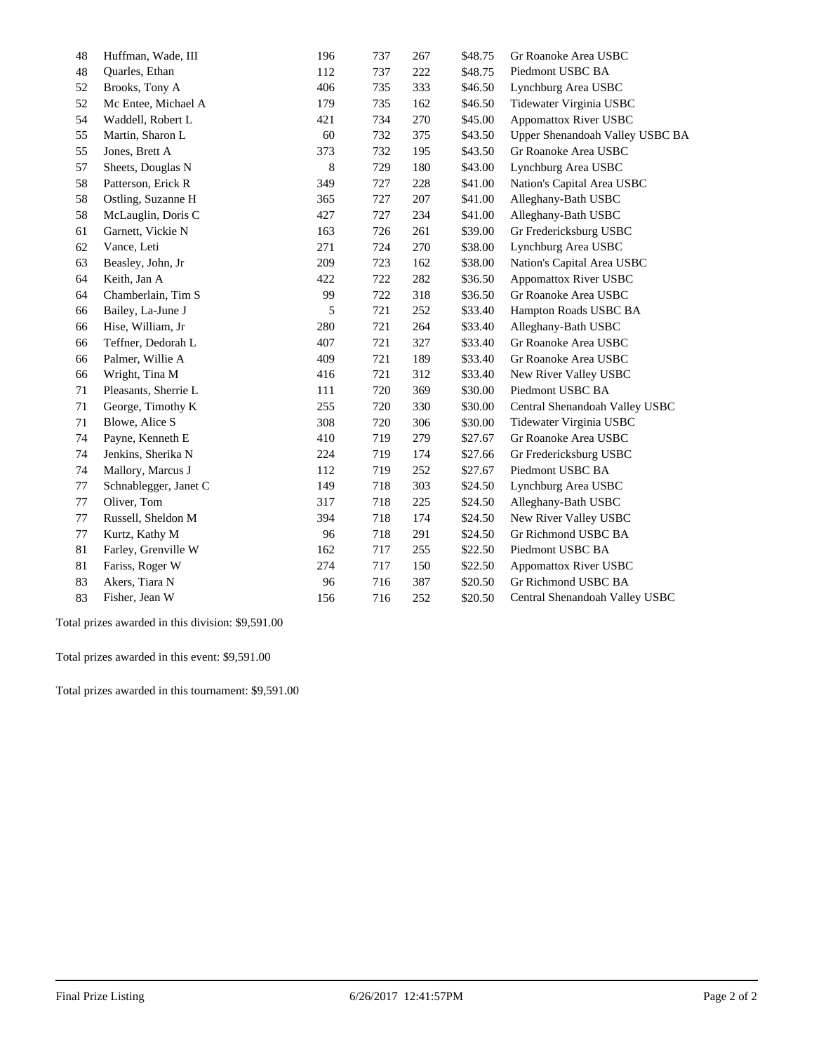| | | | | | | |
|---|---|---|---|---|---|---|
| 48 | Huffman, Wade, III | 196 | 737 | 267 | $48.75 | Gr Roanoke Area USBC |
| 48 | Quarles, Ethan | 112 | 737 | 222 | $48.75 | Piedmont USBC BA |
| 52 | Brooks, Tony A | 406 | 735 | 333 | $46.50 | Lynchburg Area USBC |
| 52 | Mc Entee, Michael A | 179 | 735 | 162 | $46.50 | Tidewater Virginia USBC |
| 54 | Waddell, Robert L | 421 | 734 | 270 | $45.00 | Appomattox River USBC |
| 55 | Martin, Sharon L | 60 | 732 | 375 | $43.50 | Upper Shenandoah Valley USBC BA |
| 55 | Jones, Brett A | 373 | 732 | 195 | $43.50 | Gr Roanoke Area USBC |
| 57 | Sheets, Douglas N | 8 | 729 | 180 | $43.00 | Lynchburg Area USBC |
| 58 | Patterson, Erick R | 349 | 727 | 228 | $41.00 | Nation's Capital Area USBC |
| 58 | Ostling, Suzanne H | 365 | 727 | 207 | $41.00 | Alleghany-Bath USBC |
| 58 | McLauglin, Doris C | 427 | 727 | 234 | $41.00 | Alleghany-Bath USBC |
| 61 | Garnett, Vickie N | 163 | 726 | 261 | $39.00 | Gr Fredericksburg USBC |
| 62 | Vance, Leti | 271 | 724 | 270 | $38.00 | Lynchburg Area USBC |
| 63 | Beasley, John, Jr | 209 | 723 | 162 | $38.00 | Nation's Capital Area USBC |
| 64 | Keith, Jan A | 422 | 722 | 282 | $36.50 | Appomattox River USBC |
| 64 | Chamberlain, Tim S | 99 | 722 | 318 | $36.50 | Gr Roanoke Area USBC |
| 66 | Bailey, La-June J | 5 | 721 | 252 | $33.40 | Hampton Roads USBC BA |
| 66 | Hise, William, Jr | 280 | 721 | 264 | $33.40 | Alleghany-Bath USBC |
| 66 | Teffner, Dedorah L | 407 | 721 | 327 | $33.40 | Gr Roanoke Area USBC |
| 66 | Palmer, Willie A | 409 | 721 | 189 | $33.40 | Gr Roanoke Area USBC |
| 66 | Wright, Tina M | 416 | 721 | 312 | $33.40 | New River Valley USBC |
| 71 | Pleasants, Sherrie L | 111 | 720 | 369 | $30.00 | Piedmont USBC BA |
| 71 | George, Timothy K | 255 | 720 | 330 | $30.00 | Central Shenandoah Valley USBC |
| 71 | Blowe, Alice S | 308 | 720 | 306 | $30.00 | Tidewater Virginia USBC |
| 74 | Payne, Kenneth E | 410 | 719 | 279 | $27.67 | Gr Roanoke Area USBC |
| 74 | Jenkins, Sherika N | 224 | 719 | 174 | $27.66 | Gr Fredericksburg USBC |
| 74 | Mallory, Marcus J | 112 | 719 | 252 | $27.67 | Piedmont USBC BA |
| 77 | Schnablegger, Janet C | 149 | 718 | 303 | $24.50 | Lynchburg Area USBC |
| 77 | Oliver, Tom | 317 | 718 | 225 | $24.50 | Alleghany-Bath USBC |
| 77 | Russell, Sheldon M | 394 | 718 | 174 | $24.50 | New River Valley USBC |
| 77 | Kurtz, Kathy M | 96 | 718 | 291 | $24.50 | Gr Richmond USBC BA |
| 81 | Farley, Grenville W | 162 | 717 | 255 | $22.50 | Piedmont USBC BA |
| 81 | Fariss, Roger W | 274 | 717 | 150 | $22.50 | Appomattox River USBC |
| 83 | Akers, Tiara N | 96 | 716 | 387 | $20.50 | Gr Richmond USBC BA |
| 83 | Fisher, Jean W | 156 | 716 | 252 | $20.50 | Central Shenandoah Valley USBC |

Total prizes awarded in this division: $9,591.00

Total prizes awarded in this event: $9,591.00

Total prizes awarded in this tournament: $9,591.00

Final Prize Listing 6/26/2017 12:41:57PM